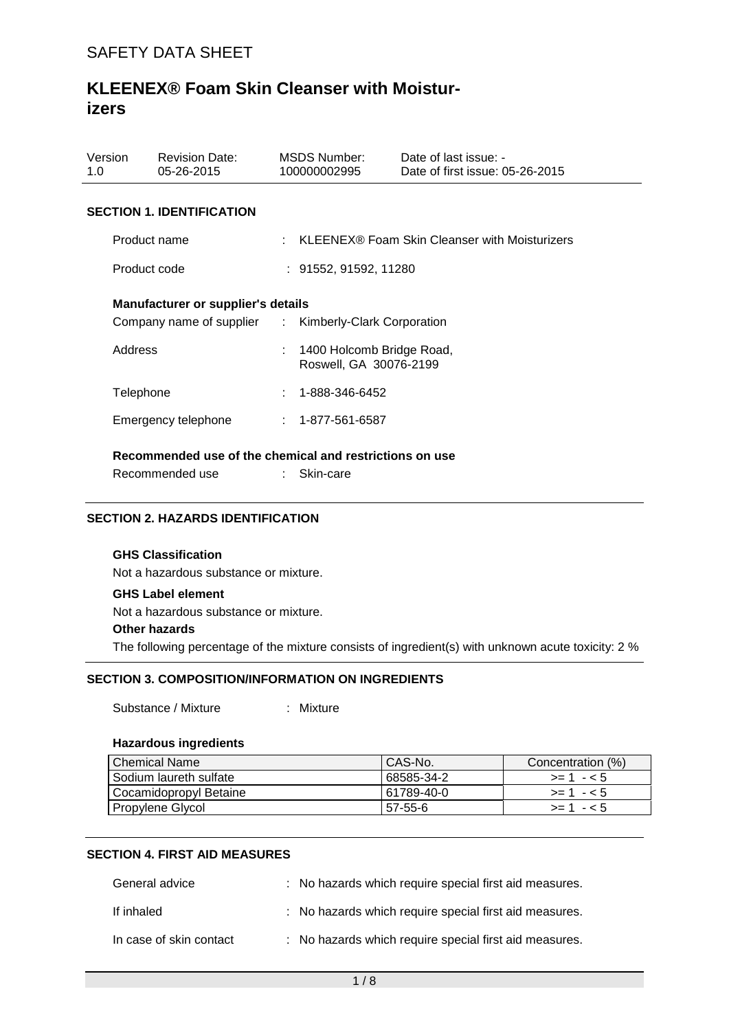# SAFETY DATA SHEET

## KLEENEX® Foam Skin Cleanser with Moisturizers

| Version | Revision Date: | MSDS Number: | Date of last issue: - |
|---|---|---|---|
| 1.0 | 05-26-2015 | 100000002995 | Date of first issue: 05-26-2015 |

### SECTION 1. IDENTIFICATION

Product name : KLEENEX® Foam Skin Cleanser with Moisturizers

Product code : 91552, 91592, 11280

**Manufacturer or supplier's details**

Company name of supplier : Kimberly-Clark Corporation

Address : 1400 Holcomb Bridge Road, Roswell, GA 30076-2199

Telephone : 1-888-346-6452

Emergency telephone : 1-877-561-6587

**Recommended use of the chemical and restrictions on use**

Recommended use : Skin-care

### SECTION 2. HAZARDS IDENTIFICATION

**GHS Classification**

Not a hazardous substance or mixture.

**GHS Label element**

Not a hazardous substance or mixture.

**Other hazards**

The following percentage of the mixture consists of ingredient(s) with unknown acute toxicity: 2 %

### SECTION 3. COMPOSITION/INFORMATION ON INGREDIENTS

Substance / Mixture : Mixture

**Hazardous ingredients**

| Chemical Name | CAS-No. | Concentration (%) |
|---|---|---|
| Sodium laureth sulfate | 68585-34-2 | >= 1 - < 5 |
| Cocamidopropyl Betaine | 61789-40-0 | >= 1 - < 5 |
| Propylene Glycol | 57-55-6 | >= 1 - < 5 |

### SECTION 4. FIRST AID MEASURES

General advice : No hazards which require special first aid measures.

If inhaled : No hazards which require special first aid measures.

In case of skin contact : No hazards which require special first aid measures.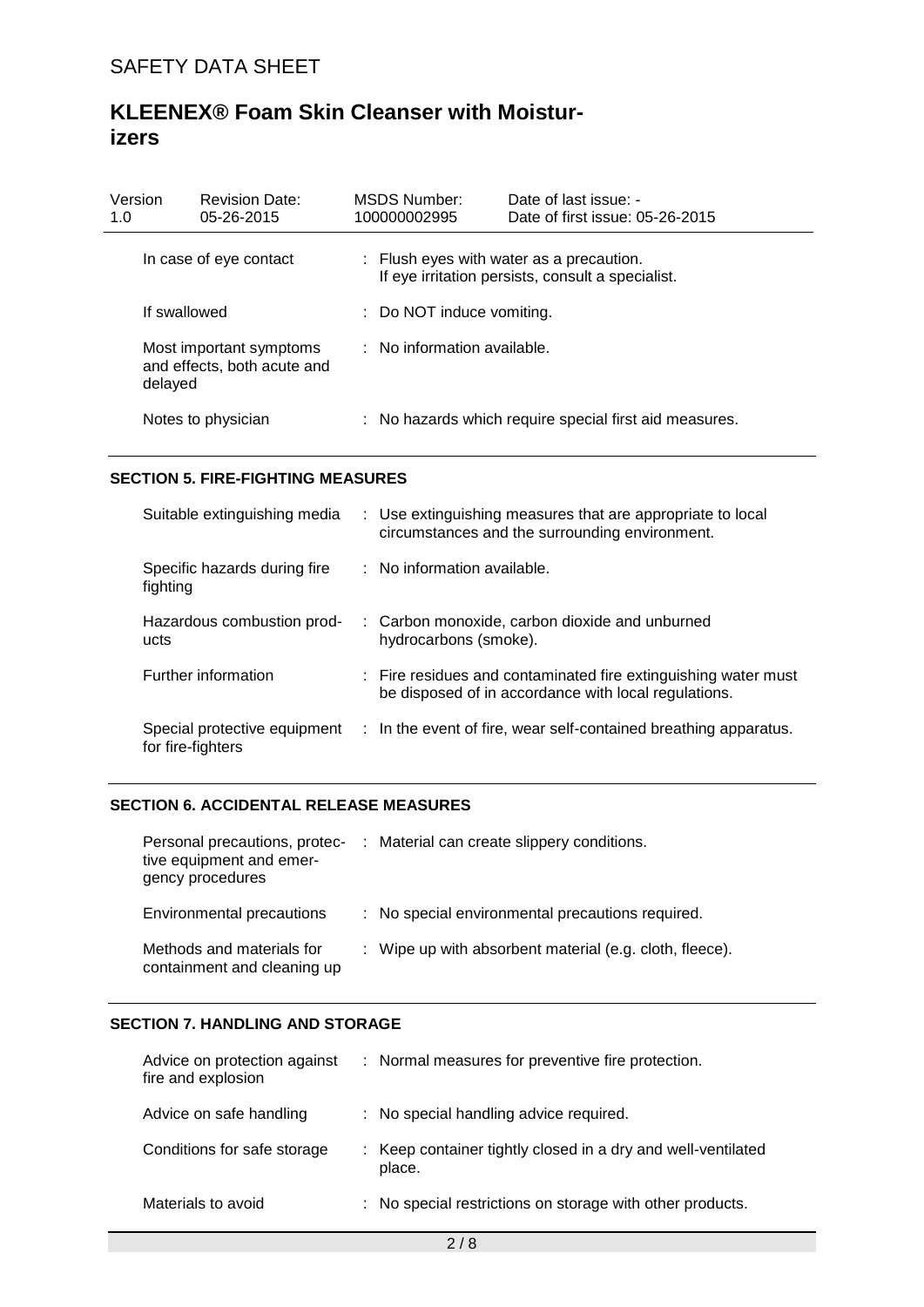| Version | Revision Date: | MSDS Number: | Date of last issue: - |
|---|---|---|---|
| 1.0 | 05-26-2015 | 100000002995 | Date of first issue: 05-26-2015 |

| | |
|---|---|
| In case of eye contact | : Flush eyes with water as a precaution. If eye irritation persists, consult a specialist. |
| If swallowed | : Do NOT induce vomiting. |
| Most important symptoms and effects, both acute and delayed | : No information available. |
| Notes to physician | : No hazards which require special first aid measures. |

**SECTION 5. FIRE-FIGHTING MEASURES**

| | |
|---|---|
| Suitable extinguishing media | : Use extinguishing measures that are appropriate to local circumstances and the surrounding environment. |
| Specific hazards during fire fighting | : No information available. |
| Hazardous combustion products | : Carbon monoxide, carbon dioxide and unburned hydrocarbons (smoke). |
| Further information | : Fire residues and contaminated fire extinguishing water must be disposed of in accordance with local regulations. |
| Special protective equipment for fire-fighters | : In the event of fire, wear self-contained breathing apparatus. |

**SECTION 6. ACCIDENTAL RELEASE MEASURES**

| | |
|---|---|
| Personal precautions, protective equipment and emergency procedures | : Material can create slippery conditions. |
| Environmental precautions | : No special environmental precautions required. |
| Methods and materials for containment and cleaning up | : Wipe up with absorbent material (e.g. cloth, fleece). |

**SECTION 7. HANDLING AND STORAGE**

| | |
|---|---|
| Advice on protection against fire and explosion | : Normal measures for preventive fire protection. |
| Advice on safe handling | : No special handling advice required. |
| Conditions for safe storage | : Keep container tightly closed in a dry and well-ventilated place. |
| Materials to avoid | : No special restrictions on storage with other products. |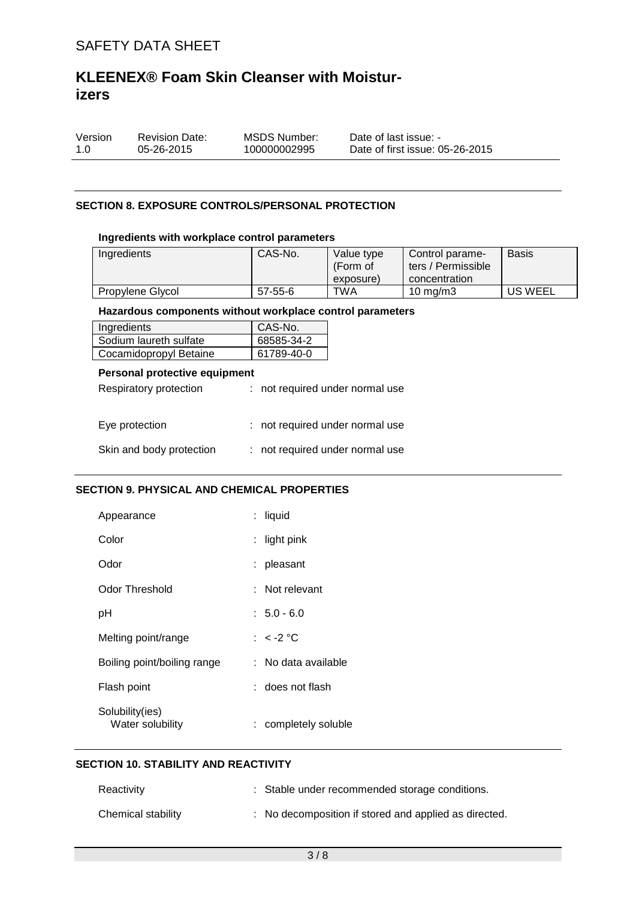## SECTION 8. EXPOSURE CONTROLS/PERSONAL PROTECTION

### Ingredients with workplace control parameters

| Ingredients | CAS-No. | Value type (Form of exposure) | Control parameters / Permissible concentration | Basis |
|---|---|---|---|---|
| Propylene Glycol | 57-55-6 | TWA | 10 mg/m3 | US WEEL |

### Hazardous components without workplace control parameters

| Ingredients | CAS-No. |
|---|---|
| Sodium laureth sulfate | 68585-34-2 |
| Cocamidopropyl Betaine | 61789-40-0 |

### Personal protective equipment

Respiratory protection : not required under normal use

Eye protection : not required under normal use

Skin and body protection : not required under normal use

## SECTION 9. PHYSICAL AND CHEMICAL PROPERTIES

Appearance : liquid

Color : light pink

Odor : pleasant

Odor Threshold : Not relevant

pH : 5.0 - 6.0

Melting point/range : < -2 °C

Boiling point/boiling range : No data available

Flash point : does not flash

Solubility(ies)
Water solubility : completely soluble

## SECTION 10. STABILITY AND REACTIVITY

Reactivity : Stable under recommended storage conditions.

Chemical stability : No decomposition if stored and applied as directed.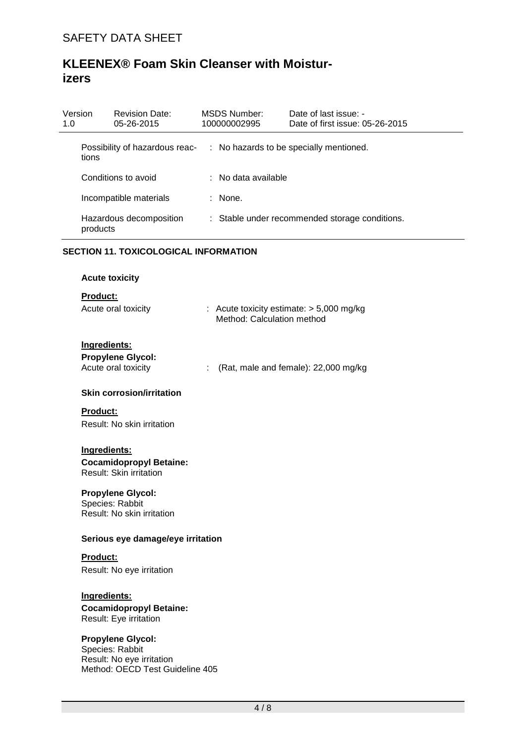| | | |
|---|---|---|
| Possibility of hazardous reactions | : | No hazards to be specially mentioned. |
| Conditions to avoid | : | No data available |
| Incompatible materials | : | None. |
| Hazardous decomposition products | : | Stable under recommended storage conditions. |

## SECTION 11. TOXICOLOGICAL INFORMATION

### Acute toxicity

**Product:**

Acute oral toxicity : Acute toxicity estimate: > 5,000 mg/kg
Method: Calculation method

**Ingredients:**

**Propylene Glycol:**

Acute oral toxicity : (Rat, male and female): 22,000 mg/kg

### Skin corrosion/irritation

**Product:**

Result: No skin irritation

**Ingredients:**

**Cocamidopropyl Betaine:**
Result: Skin irritation

**Propylene Glycol:**
Species: Rabbit
Result: No skin irritation

### Serious eye damage/eye irritation

**Product:**

Result: No eye irritation

**Ingredients:**

**Cocamidopropyl Betaine:**
Result: Eye irritation

**Propylene Glycol:**
Species: Rabbit
Result: No eye irritation
Method: OECD Test Guideline 405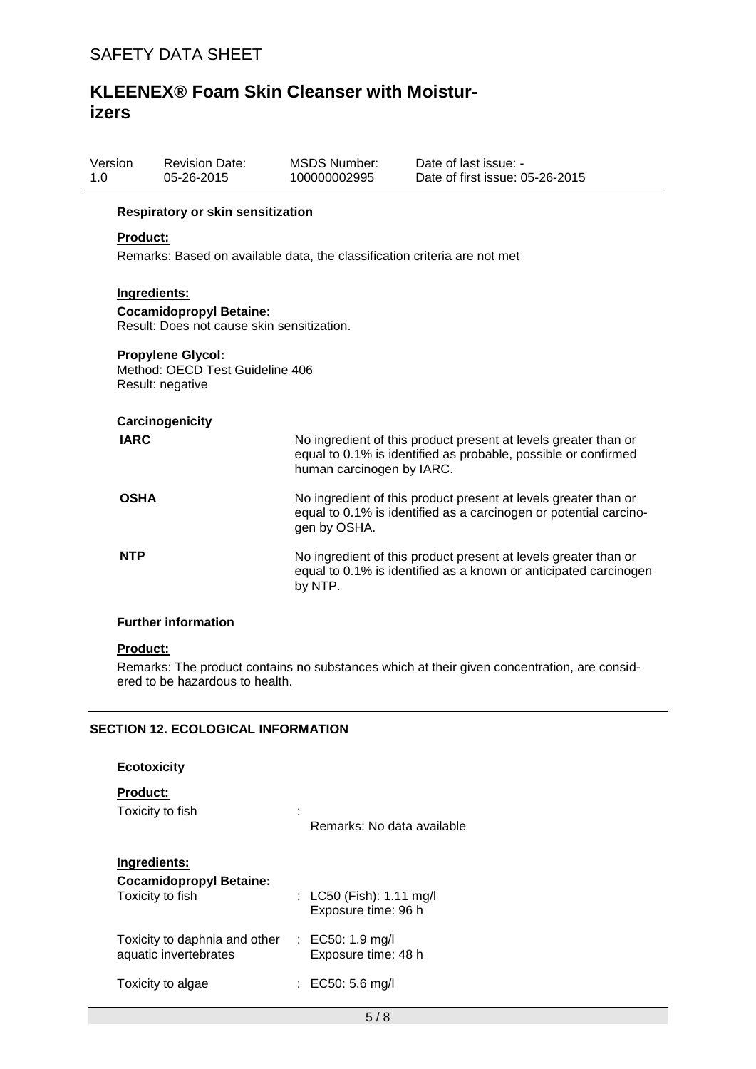#### Respiratory or skin sensitization

**Product:**

Remarks: Based on available data, the classification criteria are not met

**Ingredients:**

**Cocamidopropyl Betaine:**
Result: Does not cause skin sensitization.

**Propylene Glycol:**
Method: OECD Test Guideline 406
Result: negative

#### Carcinogenicity

| | |
|---|---|
| **IARC** | No ingredient of this product present at levels greater than or equal to 0.1% is identified as probable, possible or confirmed human carcinogen by IARC. |
| **OSHA** | No ingredient of this product present at levels greater than or equal to 0.1% is identified as a carcinogen or potential carcinogen by OSHA. |
| **NTP** | No ingredient of this product present at levels greater than or equal to 0.1% is identified as a known or anticipated carcinogen by NTP. |

#### Further information

**Product:**

Remarks: The product contains no substances which at their given concentration, are considered to be hazardous to health.

## SECTION 12. ECOLOGICAL INFORMATION

#### Ecotoxicity

**Product:**

| | |
|---|---|
| Toxicity to fish | : Remarks: No data available |

**Ingredients:**

**Cocamidopropyl Betaine:**

| | |
|---|---|
| Toxicity to fish | : LC50 (Fish): 1.11 mg/l<br>Exposure time: 96 h |
| Toxicity to daphnia and other aquatic invertebrates | : EC50: 1.9 mg/l<br>Exposure time: 48 h |
| Toxicity to algae | : EC50: 5.6 mg/l |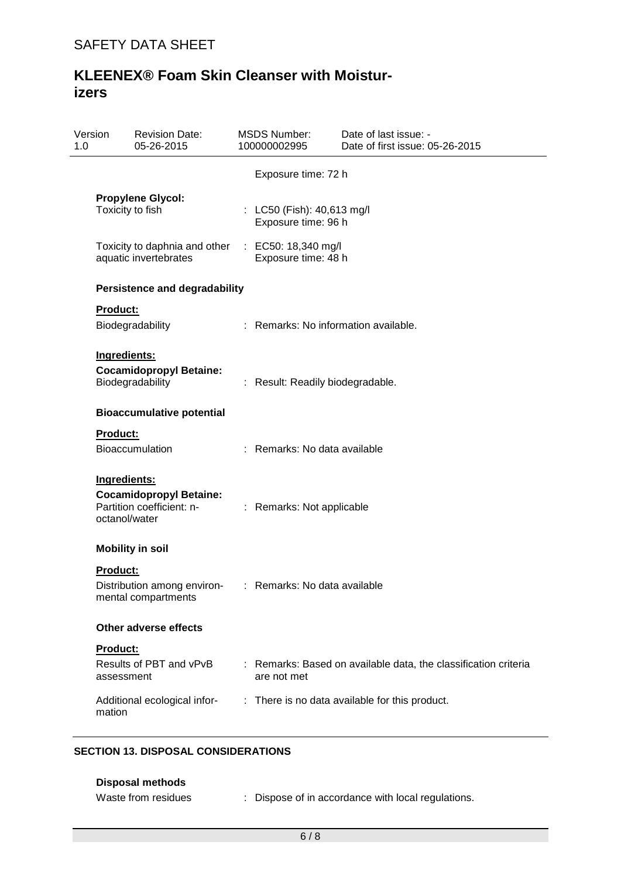Exposure time: 72 h

**Propylene Glycol:**

| | |
|---|---|
| Toxicity to fish | : LC50 (Fish): 40,613 mg/l<br>Exposure time: 96 h |
| Toxicity to daphnia and other aquatic invertebrates | : EC50: 18,340 mg/l<br>Exposure time: 48 h |

**Persistence and degradability**

**Product:**

| | |
|---|---|
| Biodegradability | : Remarks: No information available. |

**Ingredients:**

**Cocamidopropyl Betaine:**

| | |
|---|---|
| Biodegradability | : Result: Readily biodegradable. |

**Bioaccumulative potential**

**Product:**

| | |
|---|---|
| Bioaccumulation | : Remarks: No data available |

**Ingredients:**

**Cocamidopropyl Betaine:**

| | |
|---|---|
| Partition coefficient: n-octanol/water | : Remarks: Not applicable |

**Mobility in soil**

**Product:**

| | |
|---|---|
| Distribution among environmental compartments | : Remarks: No data available |

**Other adverse effects**

**Product:**

| | |
|---|---|
| Results of PBT and vPvB assessment | : Remarks: Based on available data, the classification criteria are not met |
| Additional ecological information | : There is no data available for this product. |

## SECTION 13. DISPOSAL CONSIDERATIONS

**Disposal methods**

| | |
|---|---|
| Waste from residues | : Dispose of in accordance with local regulations. |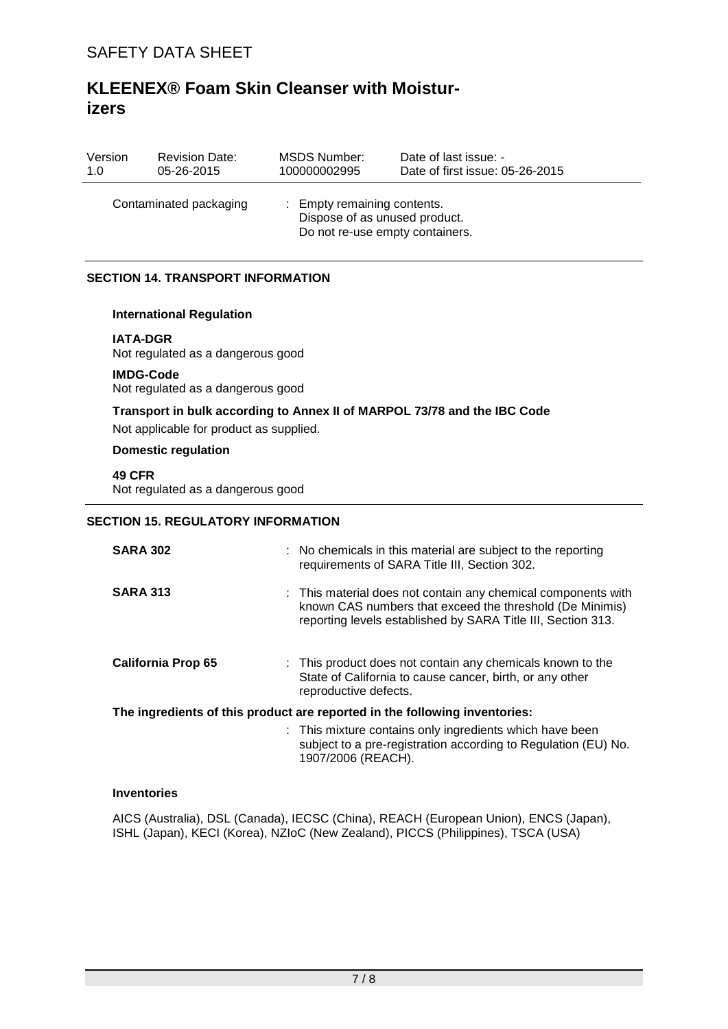| Contaminated packaging | : Empty remaining contents. Dispose of as unused product. Do not re-use empty containers. |
|---|---|

## SECTION 14. TRANSPORT INFORMATION

**International Regulation**

**IATA-DGR**
Not regulated as a dangerous good

**IMDG-Code**
Not regulated as a dangerous good

**Transport in bulk according to Annex II of MARPOL 73/78 and the IBC Code**
Not applicable for product as supplied.

**Domestic regulation**

**49 CFR**
Not regulated as a dangerous good

## SECTION 15. REGULATORY INFORMATION

| | |
|---|---|
| **SARA 302** | : No chemicals in this material are subject to the reporting requirements of SARA Title III, Section 302. |
| **SARA 313** | : This material does not contain any chemical components with known CAS numbers that exceed the threshold (De Minimis) reporting levels established by SARA Title III, Section 313. |
| **California Prop 65** | : This product does not contain any chemicals known to the State of California to cause cancer, birth, or any other reproductive defects. |

**The ingredients of this product are reported in the following inventories:**

: This mixture contains only ingredients which have been subject to a pre-registration according to Regulation (EU) No. 1907/2006 (REACH).

**Inventories**

AICS (Australia), DSL (Canada), IECSC (China), REACH (European Union), ENCS (Japan), ISHL (Japan), KECI (Korea), NZIoC (New Zealand), PICCS (Philippines), TSCA (USA)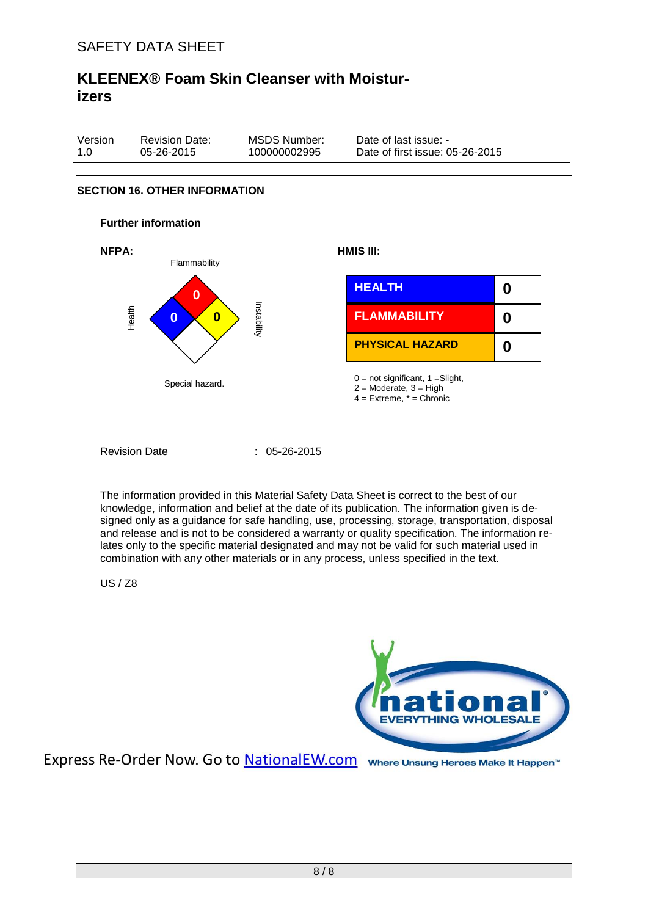## SECTION 16. OTHER INFORMATION

### Further information

**NFPA:**

Flammability

0

Health 0 | 0 Instability

Special hazard.

**HMIS III:**

| | |
|---|---|
| **HEALTH** | **0** |
| **FLAMMABILITY** | **0** |
| **PHYSICAL HAZARD** | **0** |

0 = not significant, 1 =Slight,
2 = Moderate, 3 = High
4 = Extreme, * = Chronic

Revision Date : 05-26-2015

The information provided in this Material Safety Data Sheet is correct to the best of our knowledge, information and belief at the date of its publication. The information given is designed only as a guidance for safe handling, use, processing, storage, transportation, disposal and release and is not to be considered a warranty or quality specification. The information relates only to the specific material designated and may not be valid for such material used in combination with any other materials or in any process, unless specified in the text.

US / Z8

national® EVERYTHING WHOLESALE

Express Re-Order Now. Go to NationalEW.com Where Unsung Heroes Make It Happen™